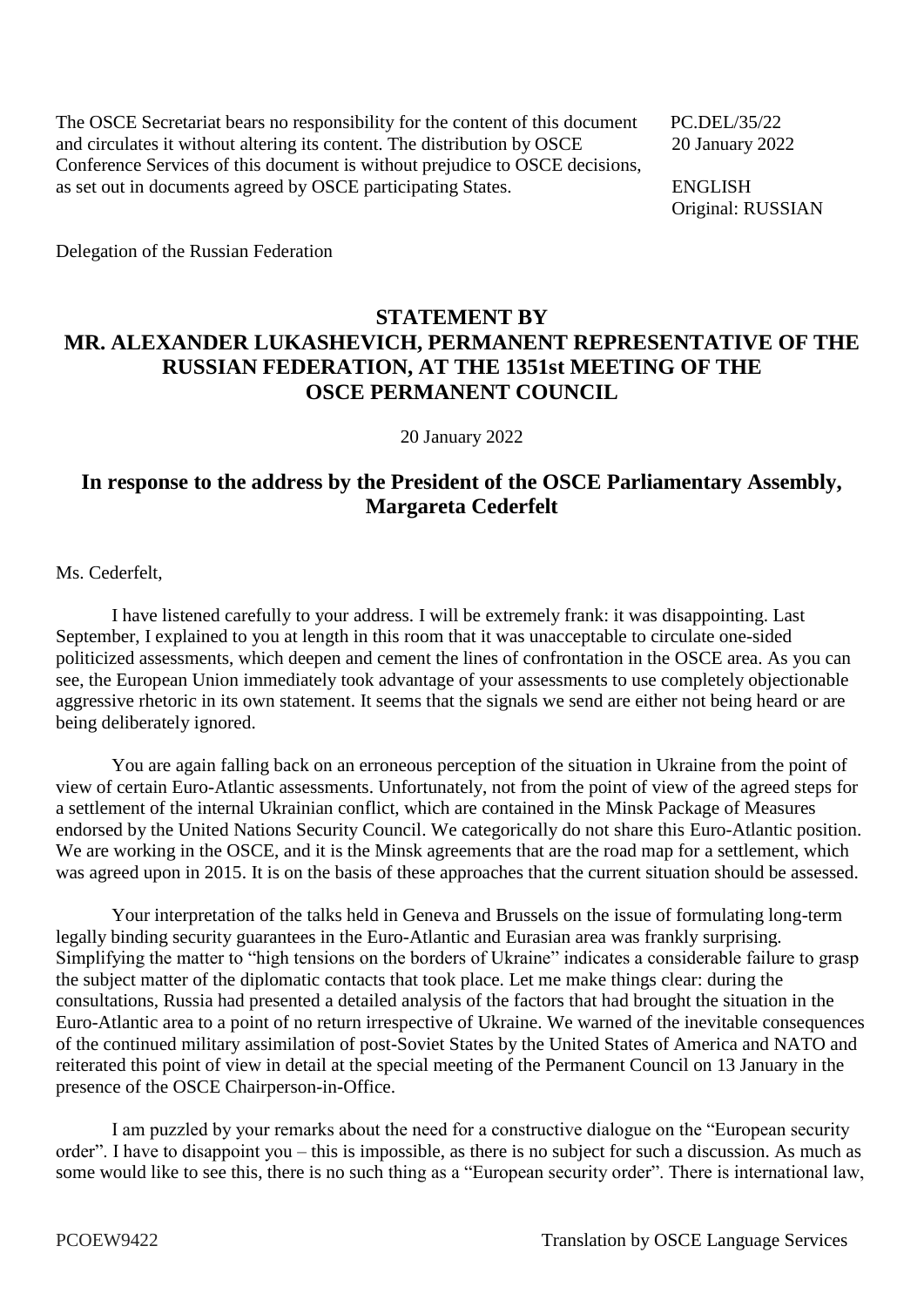The OSCE Secretariat bears no responsibility for the content of this document and circulates it without altering its content. The distribution by OSCE Conference Services of this document is without prejudice to OSCE decisions, as set out in documents agreed by OSCE participating States.

PC.DEL/35/22
20 January 2022

ENGLISH
Original: RUSSIAN

Delegation of the Russian Federation

## STATEMENT BY MR. ALEXANDER LUKASHEVICH, PERMANENT REPRESENTATIVE OF THE RUSSIAN FEDERATION, AT THE 1351st MEETING OF THE OSCE PERMANENT COUNCIL

20 January 2022

### In response to the address by the President of the OSCE Parliamentary Assembly, Margareta Cederfelt

Ms. Cederfelt,

I have listened carefully to your address. I will be extremely frank: it was disappointing. Last September, I explained to you at length in this room that it was unacceptable to circulate one-sided politicized assessments, which deepen and cement the lines of confrontation in the OSCE area. As you can see, the European Union immediately took advantage of your assessments to use completely objectionable aggressive rhetoric in its own statement. It seems that the signals we send are either not being heard or are being deliberately ignored.

You are again falling back on an erroneous perception of the situation in Ukraine from the point of view of certain Euro-Atlantic assessments. Unfortunately, not from the point of view of the agreed steps for a settlement of the internal Ukrainian conflict, which are contained in the Minsk Package of Measures endorsed by the United Nations Security Council. We categorically do not share this Euro-Atlantic position. We are working in the OSCE, and it is the Minsk agreements that are the road map for a settlement, which was agreed upon in 2015. It is on the basis of these approaches that the current situation should be assessed.

Your interpretation of the talks held in Geneva and Brussels on the issue of formulating long-term legally binding security guarantees in the Euro-Atlantic and Eurasian area was frankly surprising. Simplifying the matter to "high tensions on the borders of Ukraine" indicates a considerable failure to grasp the subject matter of the diplomatic contacts that took place. Let me make things clear: during the consultations, Russia had presented a detailed analysis of the factors that had brought the situation in the Euro-Atlantic area to a point of no return irrespective of Ukraine. We warned of the inevitable consequences of the continued military assimilation of post-Soviet States by the United States of America and NATO and reiterated this point of view in detail at the special meeting of the Permanent Council on 13 January in the presence of the OSCE Chairperson-in-Office.

I am puzzled by your remarks about the need for a constructive dialogue on the "European security order". I have to disappoint you – this is impossible, as there is no subject for such a discussion. As much as some would like to see this, there is no such thing as a "European security order". There is international law,

PCOEW9422 Translation by OSCE Language Services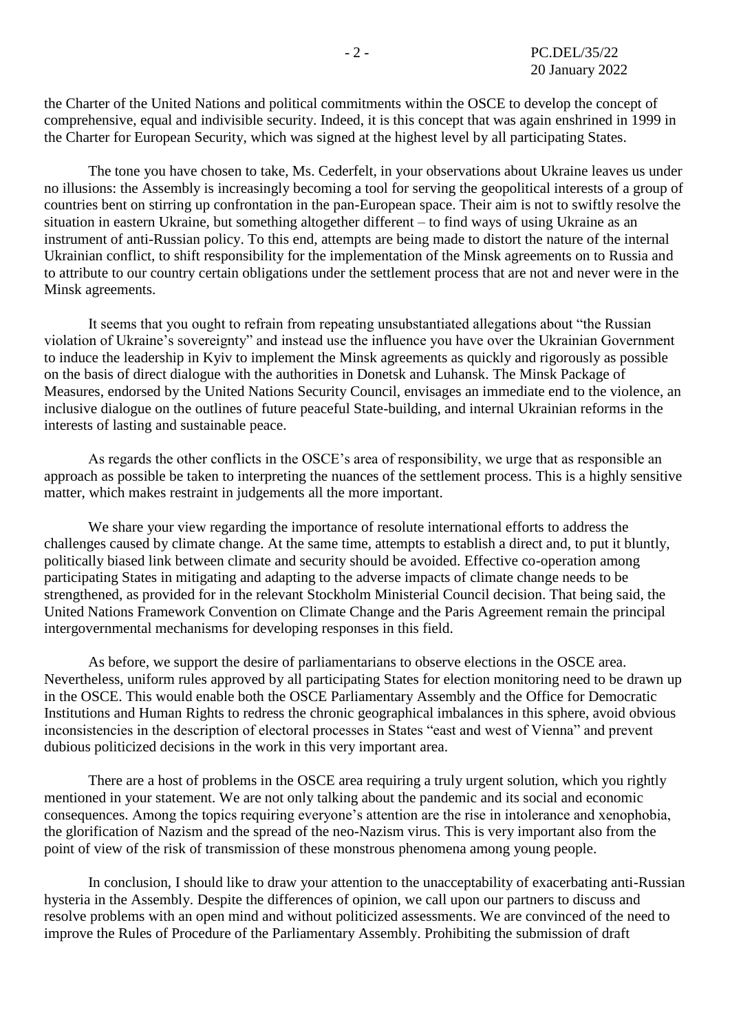the Charter of the United Nations and political commitments within the OSCE to develop the concept of comprehensive, equal and indivisible security. Indeed, it is this concept that was again enshrined in 1999 in the Charter for European Security, which was signed at the highest level by all participating States.

The tone you have chosen to take, Ms. Cederfelt, in your observations about Ukraine leaves us under no illusions: the Assembly is increasingly becoming a tool for serving the geopolitical interests of a group of countries bent on stirring up confrontation in the pan-European space. Their aim is not to swiftly resolve the situation in eastern Ukraine, but something altogether different – to find ways of using Ukraine as an instrument of anti-Russian policy. To this end, attempts are being made to distort the nature of the internal Ukrainian conflict, to shift responsibility for the implementation of the Minsk agreements on to Russia and to attribute to our country certain obligations under the settlement process that are not and never were in the Minsk agreements.

It seems that you ought to refrain from repeating unsubstantiated allegations about "the Russian violation of Ukraine's sovereignty" and instead use the influence you have over the Ukrainian Government to induce the leadership in Kyiv to implement the Minsk agreements as quickly and rigorously as possible on the basis of direct dialogue with the authorities in Donetsk and Luhansk. The Minsk Package of Measures, endorsed by the United Nations Security Council, envisages an immediate end to the violence, an inclusive dialogue on the outlines of future peaceful State-building, and internal Ukrainian reforms in the interests of lasting and sustainable peace.

As regards the other conflicts in the OSCE's area of responsibility, we urge that as responsible an approach as possible be taken to interpreting the nuances of the settlement process. This is a highly sensitive matter, which makes restraint in judgements all the more important.

We share your view regarding the importance of resolute international efforts to address the challenges caused by climate change. At the same time, attempts to establish a direct and, to put it bluntly, politically biased link between climate and security should be avoided. Effective co-operation among participating States in mitigating and adapting to the adverse impacts of climate change needs to be strengthened, as provided for in the relevant Stockholm Ministerial Council decision. That being said, the United Nations Framework Convention on Climate Change and the Paris Agreement remain the principal intergovernmental mechanisms for developing responses in this field.

As before, we support the desire of parliamentarians to observe elections in the OSCE area. Nevertheless, uniform rules approved by all participating States for election monitoring need to be drawn up in the OSCE. This would enable both the OSCE Parliamentary Assembly and the Office for Democratic Institutions and Human Rights to redress the chronic geographical imbalances in this sphere, avoid obvious inconsistencies in the description of electoral processes in States "east and west of Vienna" and prevent dubious politicized decisions in the work in this very important area.

There are a host of problems in the OSCE area requiring a truly urgent solution, which you rightly mentioned in your statement. We are not only talking about the pandemic and its social and economic consequences. Among the topics requiring everyone's attention are the rise in intolerance and xenophobia, the glorification of Nazism and the spread of the neo-Nazism virus. This is very important also from the point of view of the risk of transmission of these monstrous phenomena among young people.

In conclusion, I should like to draw your attention to the unacceptability of exacerbating anti-Russian hysteria in the Assembly. Despite the differences of opinion, we call upon our partners to discuss and resolve problems with an open mind and without politicized assessments. We are convinced of the need to improve the Rules of Procedure of the Parliamentary Assembly. Prohibiting the submission of draft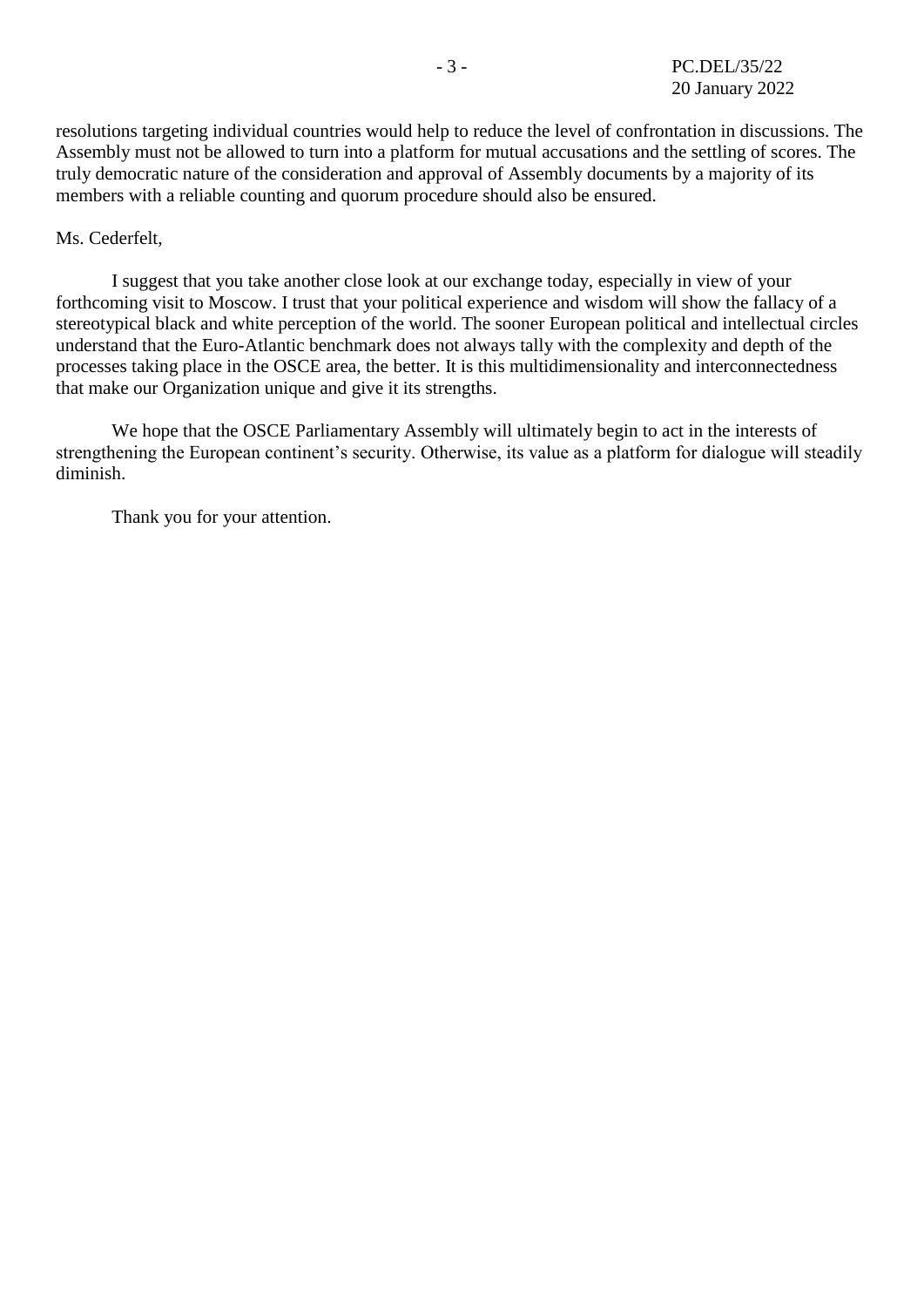resolutions targeting individual countries would help to reduce the level of confrontation in discussions. The Assembly must not be allowed to turn into a platform for mutual accusations and the settling of scores. The truly democratic nature of the consideration and approval of Assembly documents by a majority of its members with a reliable counting and quorum procedure should also be ensured.

Ms. Cederfelt,

I suggest that you take another close look at our exchange today, especially in view of your forthcoming visit to Moscow. I trust that your political experience and wisdom will show the fallacy of a stereotypical black and white perception of the world. The sooner European political and intellectual circles understand that the Euro-Atlantic benchmark does not always tally with the complexity and depth of the processes taking place in the OSCE area, the better. It is this multidimensionality and interconnectedness that make our Organization unique and give it its strengths.

We hope that the OSCE Parliamentary Assembly will ultimately begin to act in the interests of strengthening the European continent's security. Otherwise, its value as a platform for dialogue will steadily diminish.

Thank you for your attention.